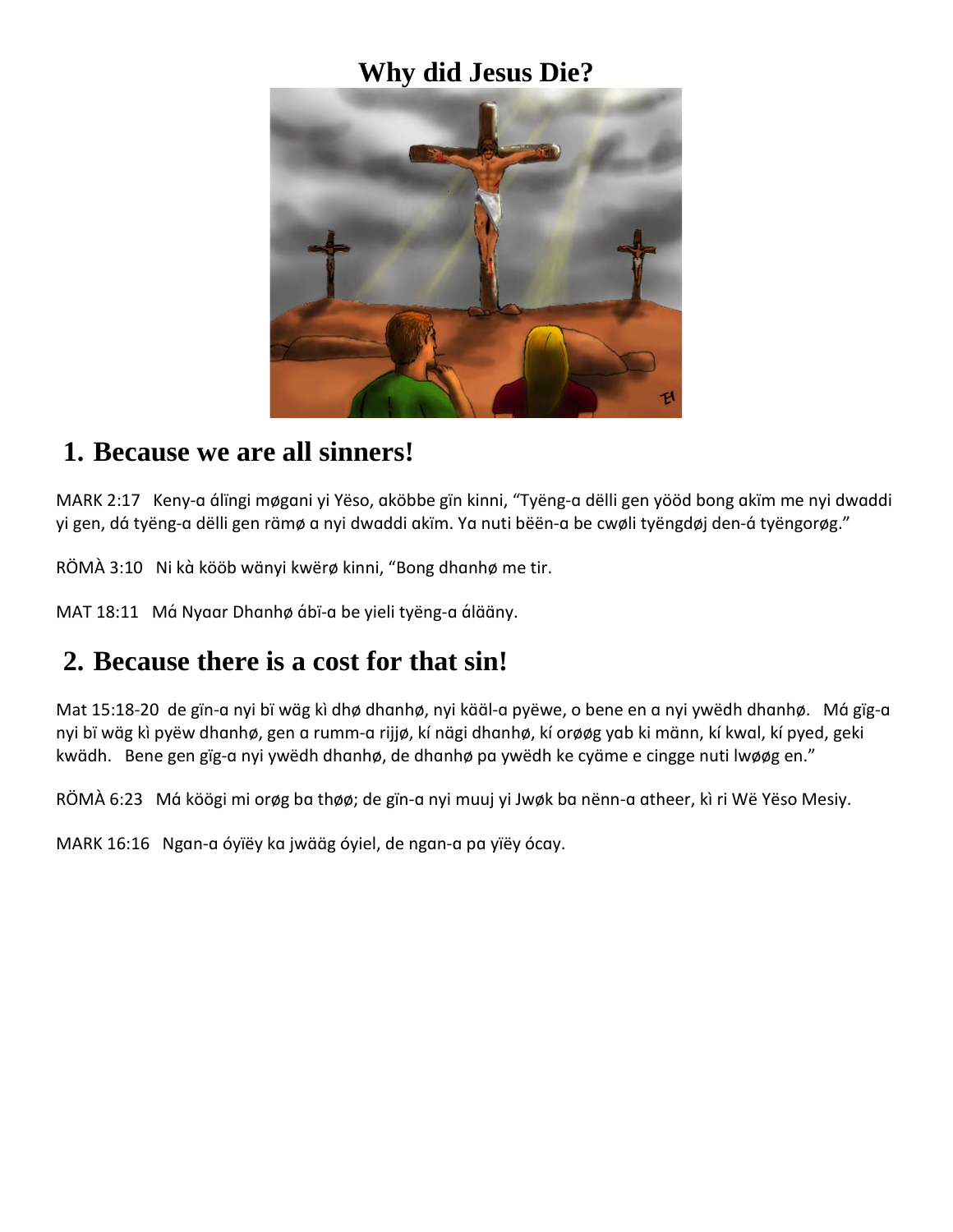# Why did Jesus Die?

## 1. Because we are all sinners!

MARK 2:17   Keny-a álïngi møgani yi Yëso, aköbbe gïn kinni, "Työng-a dëlli gen yööd bong akïm me nyi dwaddi yi gen, dá työng-a dëlli gen rämø a nyi dwaddi akïm. Ya nuti bëën-a be cwøli työngdøj den-á työngorøg."

RÖMÀ 3:10   Ni kà kööb wänyi kwërø kinni, "Bong dhanhø me tir.

MAT 18:11   Má Nyaar Dhanhø ábï-a be yieli työng-a álääny.

## 2. Because there is a cost for that sin!

Mat 15:18-20  de gïn-a nyi bï wäg kì dhø dhanhø, nyi kääl-a pyëwe, o bene en a nyi ywëdh dhanhø.   Má gïg-a nyi bï wäg kì pyëw dhanhø, gen a rumm-a rijjø, kí nägi dhanhø, kí orøøg yab ki männ, kí kwal, kí pyed, geki kwädh.   Bene gen gïg-a nyi ywëdh dhanhø, de dhanhø pa ywëdh ke cyäme e cingge nuti lwøøg en."

RÖMÀ 6:23   Má köögi mi orøg ba thøø; de gïn-a nyi muuj yi Jwøk ba nënn-a atheer, kì ri Wë Yëso Mesiy.

MARK 16:16   Ngan-a óyïëy ka jwääg óyiel, de ngan-a pa yïëy ócay.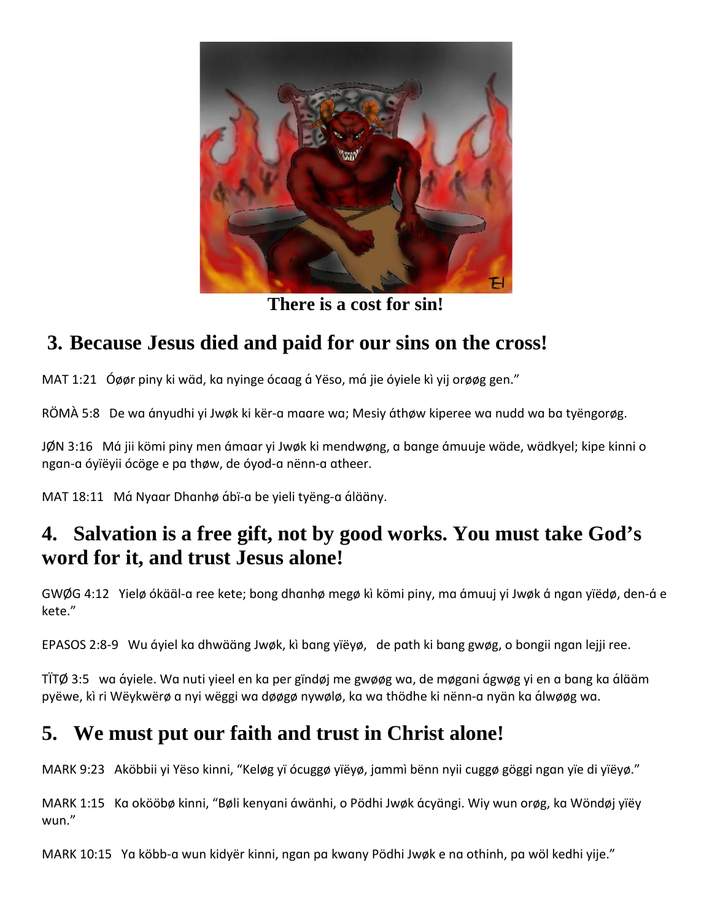There is a cost for sin!

## 3. Because Jesus died and paid for our sins on the cross!

MAT 1:21 Óøør piny ki wäd, ka nyinge ócaag á Yëso, má jie óyiele kì yij orøøg gen."

RÖMÀ 5:8 De wa ányudhi yi Jwøk ki kër-a maare wa; Mesiy áthøw kiperee wa nudd wa ba tyëngorøg.

JØN 3:16 Má jii kömi piny men ámaar yi Jwøk ki mendwøng, a bange ámuuje wäde, wädkyel; kipe kinni o ngan-a óyïëyii ócöge e pa thøw, de óyod-a nënn-a atheer.

MAT 18:11 Má Nyaar Dhanhø ábï-a be yieli tyëng-a áläàny.

## 4. Salvation is a free gift, not by good works. You must take God's word for it, and trust Jesus alone!

GWØG 4:12 Yielø ókääl-a ree kete; bong dhanhø megø kì kömi piny, ma ámuuj yi Jwøk á ngan yïëdø, den-á e kete."

EPASOS 2:8-9 Wu áyiel ka dhwääng Jwøk, kì bang yïëyø, de path ki bang gwøg, o bongii ngan lejji ree.

TÏTØ 3:5 wa áyiele. Wa nuti yieel en ka per gïndøj me gwøøg wa, de møgani ágwøg yi en a bang ka áläàm pyëwe, kì ri Wëykwërø a nyi wëggi wa døøgø nywølø, ka wa thödhe ki nënn-a nyän ka álwøøg wa.

## 5. We must put our faith and trust in Christ alone!

MARK 9:23 Aköbbii yi Yëso kinni, "Keløg yï ócuggø yïëyø, jammì bënn nyii cuggø göggi ngan yïe di yïëyø."

MARK 1:15 Ka okööbø kinni, "Bøli kenyani áwänhi, o Pödhi Jwøk ácyängi. Wiy wun orøg, ka Wöndøj yïëy wun."

MARK 10:15 Ya köbb-a wun kidyër kinni, ngan pa kwany Pödhi Jwøk e na othinh, pa wöl kedhi yije."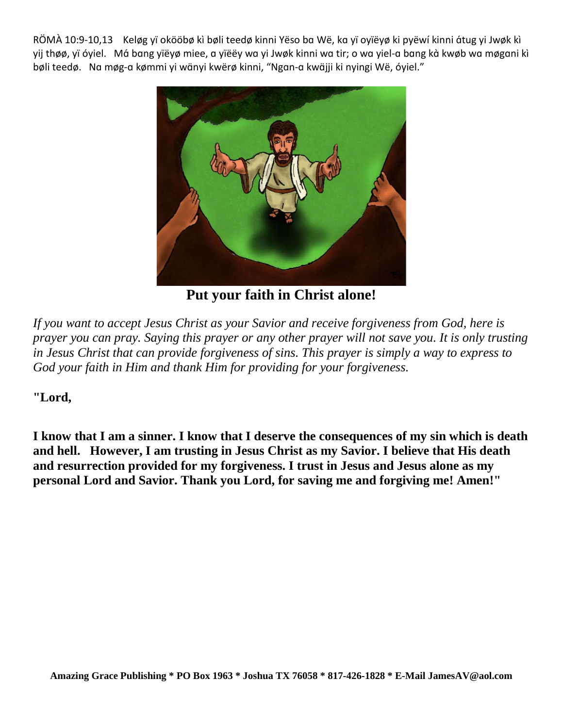RÖMÀ 10:9-10,13 Keløg yï okööbø kì bøli teedø kinni Yëso ba Wë, ka yï oyïëyø ki pyëwí kinni átug yi Jwøk kì yij thøø, yï óyiel. Má bang yïëyø miee, a yïëëy wa yi Jwøk kinni wa tir; o wa yiel-a bang kà kwøb wa møgani kì bøli teedø. Na møg-a kømmi yi wänyi kwërø kinni, "Ngan-a kwäjji ki nyingi Wë, óyiel."

**Put your faith in Christ alone!**

*If you want to accept Jesus Christ as your Savior and receive forgiveness from God, here is prayer you can pray. Saying this prayer or any other prayer will not save you. It is only trusting in Jesus Christ that can provide forgiveness of sins. This prayer is simply a way to express to God your faith in Him and thank Him for providing for your forgiveness.*

**"Lord,**

**I know that I am a sinner. I know that I deserve the consequences of my sin which is death and hell. However, I am trusting in Jesus Christ as my Savior. I believe that His death and resurrection provided for my forgiveness. I trust in Jesus and Jesus alone as my personal Lord and Savior. Thank you Lord, for saving me and forgiving me! Amen!"**

**Amazing Grace Publishing * PO Box 1963 * Joshua TX 76058 * 817-426-1828 * E-Mail JamesAV@aol.com**